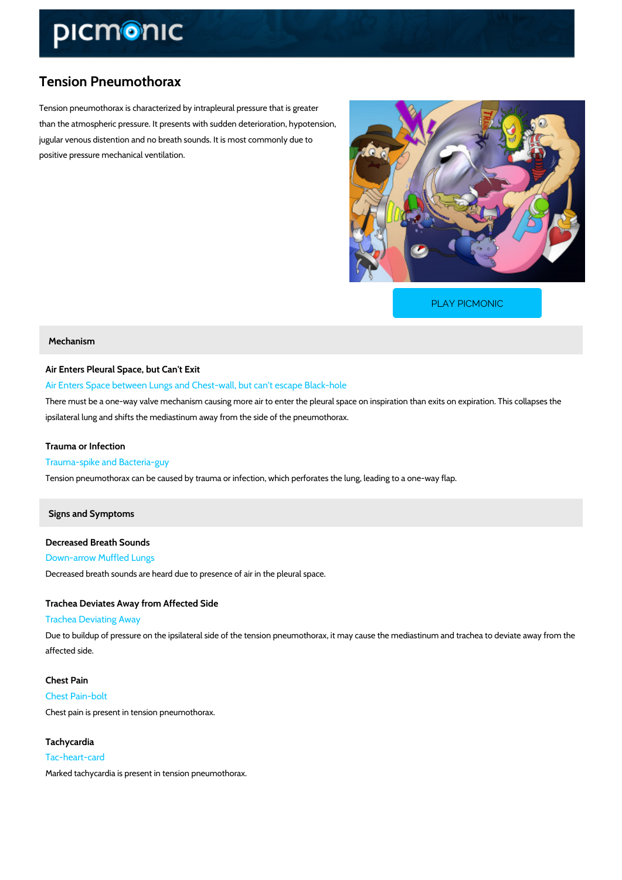# Tension Pneumothorax

Tension pneumothorax is characterized by intrapleural pressure that is greater than the atmospheric pressure. It presents with sudden deterioration, hypotension, jugular venous distention and no breath sounds. It is most commonly due to positive pressure mechanical ventilation.

PLAY PICMONIC

## Mechanism

### Air Enters Pleural Space, but Can't Exit

Air Enters Space between Lungs and Chest-wall, but can't escape Black-hole

There must be a one-way valve mechanism causing more air to enter the pleural space on inspiration than exits on expiration. This collapses the ipsilateral lung and shifts the mediastinum away from the side of the pneumothorax.

### Trauma or Infection

Trauma-spike and Bacteria-guy

Tension pneumothorax can be caused by trauma or infection, which perforates the lung, leading to a one-way flap.

## Signs and Symptoms

### Decreased Breath Sounds

Down-arrow Muffled Lungs

Decreased breath sounds are heard due to presence of air in the pleural space.

### Trachea Deviates Away from Affected Side

Trachea Deviating Away

Due to buildup of pressure on the ipsilateral side of the tension pneumothorax, it may cause the mediastinum and trachea to deviate away from the affected side.

### Chest Pain

Chest Pain-bolt

Chest pain is present in tension pneumothorax.

### Tachycardia

Tac-heart-card

Marked tachycardia is present in tension pneumothorax.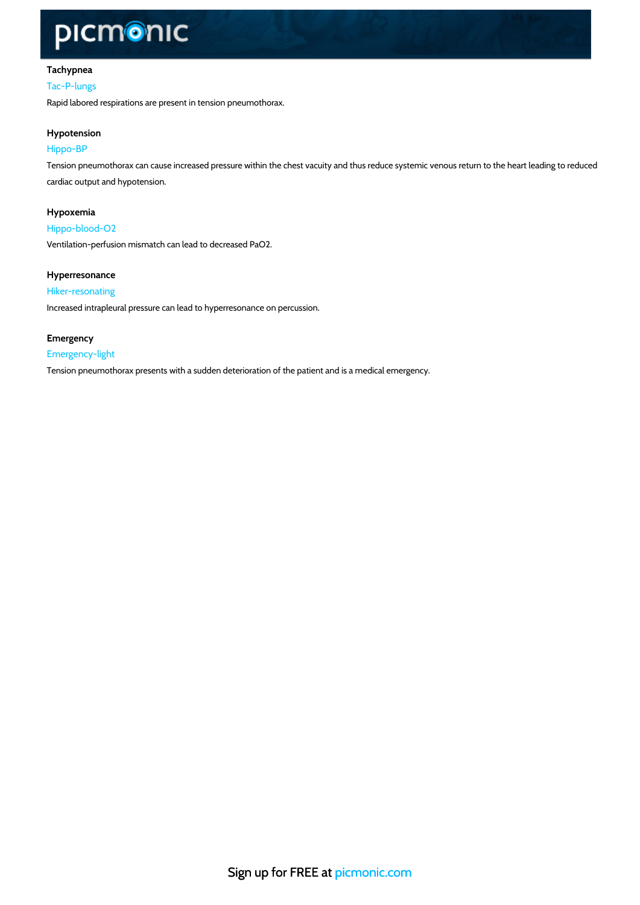**Tachypnea**

Tac-P-lungs

Rapid labored respirations are present in tension pneumothorax.

**Hypotension**

Hippo-BP

Tension pneumothorax can cause increased pressure within the chest vacuity and thus reduce systemic venous return to the heart leading to reduced cardiac output and hypotension.

**Hypoxemia**

Hippo-blood-O2

Ventilation-perfusion mismatch can lead to decreased PaO2.

**Hyperresonance**

Hiker-resonating

Increased intrapleural pressure can lead to hyperresonance on percussion.

**Emergency**

Emergency-light

Tension pneumothorax presents with a sudden deterioration of the patient and is a medical emergency.